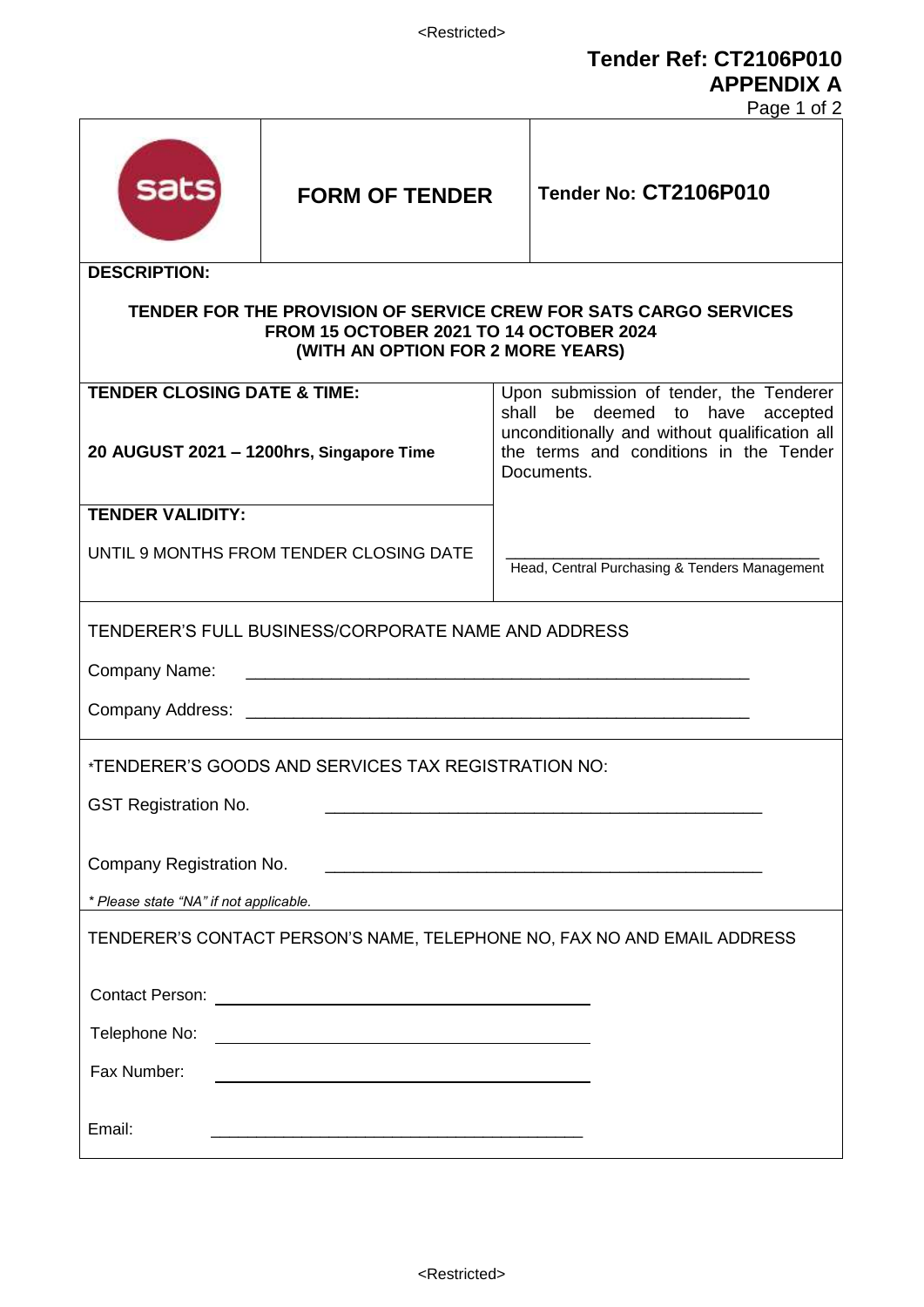**Tender Ref: CT2106P010**
**APPENDIX A**

| sats | **FORM OF TENDER** | **Tender No: CT2106P010** |
|---|---|---|

**DESCRIPTION:**

**TENDER FOR THE PROVISION OF SERVICE CREW FOR SATS CARGO SERVICES FROM 15 OCTOBER 2021 TO 14 OCTOBER 2024 (WITH AN OPTION FOR 2 MORE YEARS)**

| | |
|---|---|
| **TENDER CLOSING DATE & TIME:**<br><br>**20 AUGUST 2021 – 1200hrs, Singapore Time** | Upon submission of tender, the Tenderer shall be deemed to have accepted unconditionally and without qualification all the terms and conditions in the Tender Documents. |
| **TENDER VALIDITY:**<br><br>UNTIL 9 MONTHS FROM TENDER CLOSING DATE | ___________________________________<br>Head, Central Purchasing & Tenders Management |

TENDERER'S FULL BUSINESS/CORPORATE NAME AND ADDRESS

Company Name: _______________________________________________________

Company Address: _______________________________________________________

*TENDERER'S GOODS AND SERVICES TAX REGISTRATION NO:

GST Registration No. _______________________________________________

Company Registration No. _______________________________________________

*\* Please state "NA" if not applicable.*

TENDERER'S CONTACT PERSON'S NAME, TELEPHONE NO, FAX NO AND EMAIL ADDRESS

Contact Person: ________________________________________

Telephone No: ________________________________________

Fax Number: ________________________________________

Email: ________________________________________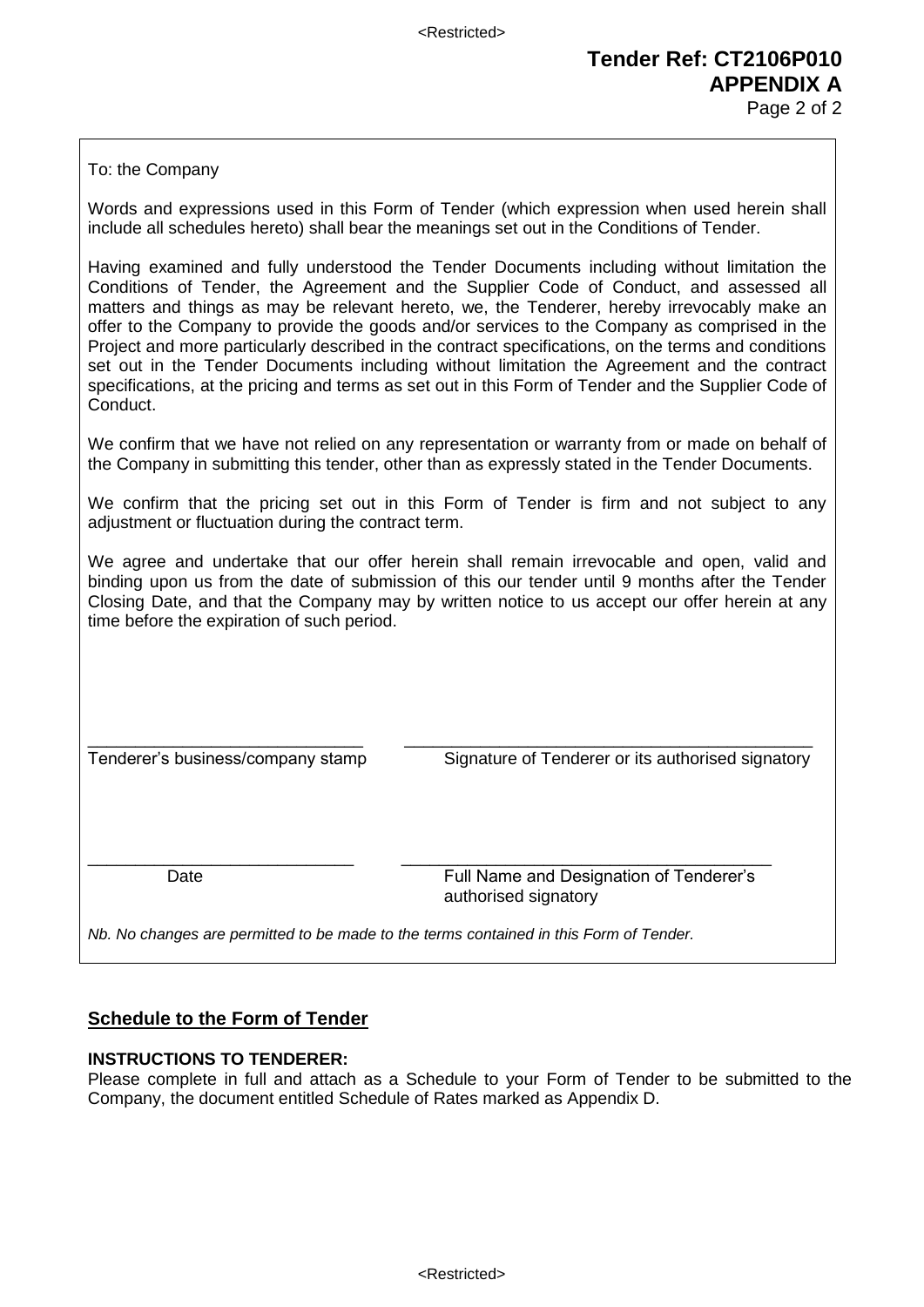**Tender Ref: CT2106P010**
**APPENDIX A**

To: the Company

Words and expressions used in this Form of Tender (which expression when used herein shall include all schedules hereto) shall bear the meanings set out in the Conditions of Tender.

Having examined and fully understood the Tender Documents including without limitation the Conditions of Tender, the Agreement and the Supplier Code of Conduct, and assessed all matters and things as may be relevant hereto, we, the Tenderer, hereby irrevocably make an offer to the Company to provide the goods and/or services to the Company as comprised in the Project and more particularly described in the contract specifications, on the terms and conditions set out in the Tender Documents including without limitation the Agreement and the contract specifications, at the pricing and terms as set out in this Form of Tender and the Supplier Code of Conduct.

We confirm that we have not relied on any representation or warranty from or made on behalf of the Company in submitting this tender, other than as expressly stated in the Tender Documents.

We confirm that the pricing set out in this Form of Tender is firm and not subject to any adjustment or fluctuation during the contract term.

We agree and undertake that our offer herein shall remain irrevocable and open, valid and binding upon us from the date of submission of this our tender until 9 months after the Tender Closing Date, and that the Company may by written notice to us accept our offer herein at any time before the expiration of such period.

| | |
|---|---|
| ______________________________ | ______________________________ |
| Tenderer's business/company stamp | Signature of Tenderer or its authorised signatory |
| ______________________________ | ______________________________ |
| Date | Full Name and Designation of Tenderer's authorised signatory |

*Nb. No changes are permitted to be made to the terms contained in this Form of Tender.*

## Schedule to the Form of Tender

**INSTRUCTIONS TO TENDERER:**

Please complete in full and attach as a Schedule to your Form of Tender to be submitted to the Company, the document entitled Schedule of Rates marked as Appendix D.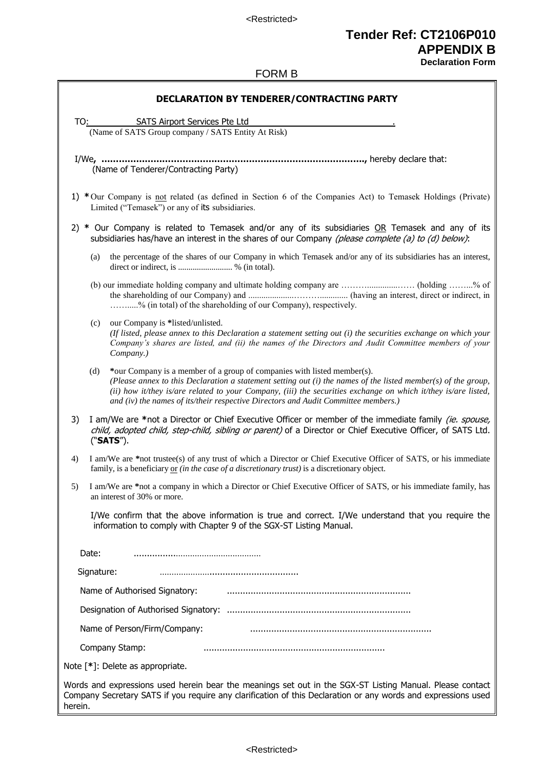**Tender Ref: CT2106P010**
**APPENDIX B**
**Declaration Form**

FORM B

## DECLARATION BY TENDERER/CONTRACTING PARTY

TO: SATS Airport Services Pte Ltd .
(Name of SATS Group company / SATS Entity At Risk)

I/We, ..............................................................................................., hereby declare that:
(Name of Tenderer/Contracting Party)

1) * Our Company is not related (as defined in Section 6 of the Companies Act) to Temasek Holdings (Private) Limited ("Temasek") or any of its subsidiaries.

2) * Our Company is related to Temasek and/or any of its subsidiaries OR Temasek and any of its subsidiaries has/have an interest in the shares of our Company *(please complete (a) to (d) below)*:

   (a) the percentage of the shares of our Company in which Temasek and/or any of its subsidiaries has an interest, direct or indirect, is .......................... % (in total).

   (b) our immediate holding company and ultimate holding company are ……….............…… (holding ……...% of the shareholding of our Company) and ......................……….......... (having an interest, direct or indirect, in ……....% (in total) of the shareholding of our Company), respectively.

   (c) our Company is *listed/unlisted.
   *(If listed, please annex to this Declaration a statement setting out (i) the securities exchange on which your Company's shares are listed, and (ii) the names of the Directors and Audit Committee members of your Company.)*

   (d) *our Company is a member of a group of companies with listed member(s).
   *(Please annex to this Declaration a statement setting out (i) the names of the listed member(s) of the group, (ii) how it/they is/are related to your Company, (iii) the securities exchange on which it/they is/are listed, and (iv) the names of its/their respective Directors and Audit Committee members.)*

3) I am/We are *not a Director or Chief Executive Officer or member of the immediate family *(ie. spouse, child, adopted child, step-child, sibling or parent)* of a Director or Chief Executive Officer, of SATS Ltd. ("**SATS**").

4) I am/We are *not trustee(s) of any trust of which a Director or Chief Executive Officer of SATS, or his immediate family, is a beneficiary or *(in the case of a discretionary trust)* is a discretionary object.

5) I am/We are *not a company in which a Director or Chief Executive Officer of SATS, or his immediate family, has an interest of 30% or more.

I/We confirm that the above information is true and correct. I/We understand that you require the information to comply with Chapter 9 of the SGX-ST Listing Manual.

Date: ......................................................

Signature: ......................................................

Name of Authorised Signatory: ......................................................................

Designation of Authorised Signatory: ......................................................................

Name of Person/Firm/Company: ......................................................................

Company Stamp: ......................................................................

Note [*]: Delete as appropriate.

Words and expressions used herein bear the meanings set out in the SGX-ST Listing Manual. Please contact Company Secretary SATS if you require any clarification of this Declaration or any words and expressions used herein.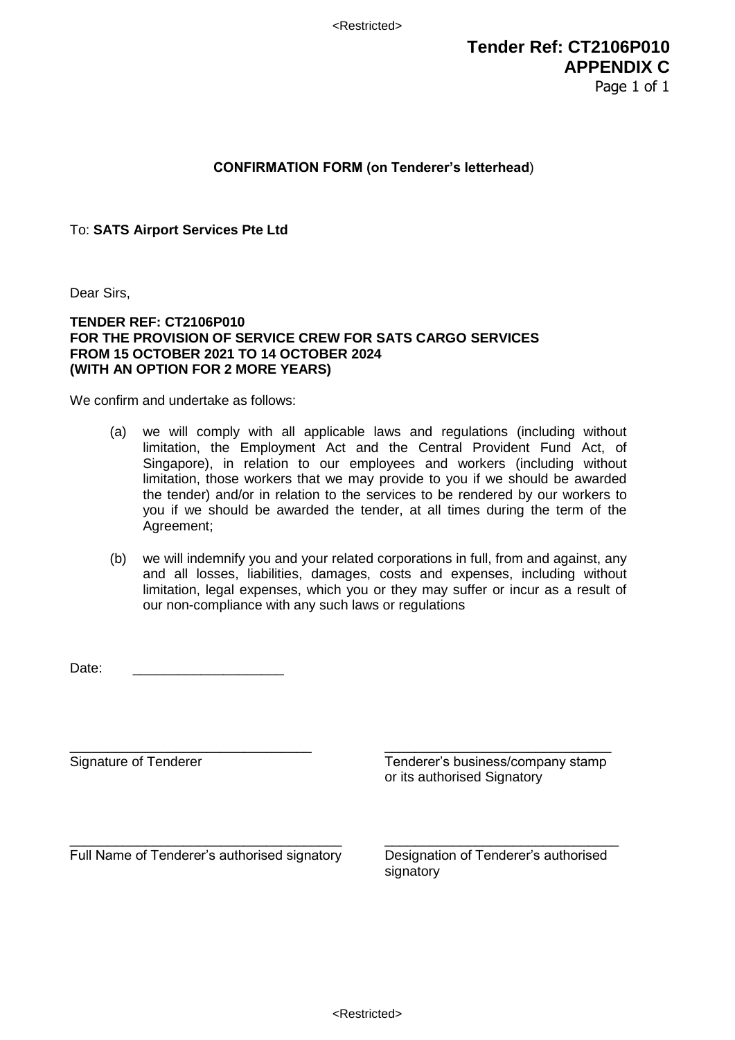**Tender Ref: CT2106P010**
**APPENDIX C**

### CONFIRMATION FORM (on Tenderer's letterhead)

To: **SATS Airport Services Pte Ltd**

Dear Sirs,

**TENDER REF: CT2106P010**
**FOR THE PROVISION OF SERVICE CREW FOR SATS CARGO SERVICES FROM 15 OCTOBER 2021 TO 14 OCTOBER 2024 (WITH AN OPTION FOR 2 MORE YEARS)**

We confirm and undertake as follows:

(a) we will comply with all applicable laws and regulations (including without limitation, the Employment Act and the Central Provident Fund Act, of Singapore), in relation to our employees and workers (including without limitation, those workers that we may provide to you if we should be awarded the tender) and/or in relation to the services to be rendered by our workers to you if we should be awarded the tender, at all times during the term of the Agreement;

(b) we will indemnify you and your related corporations in full, from and against, any and all losses, liabilities, damages, costs and expenses, including without limitation, legal expenses, which you or they may suffer or incur as a result of our non-compliance with any such laws or regulations

Date: ____________________

| | |
|---|---|
| _________________________________ | _______________________________ |
| Signature of Tenderer | Tenderer's business/company stamp or its authorised Signatory |
| _____________________________________ | ________________________________ |
| Full Name of Tenderer's authorised signatory | Designation of Tenderer's authorised signatory |